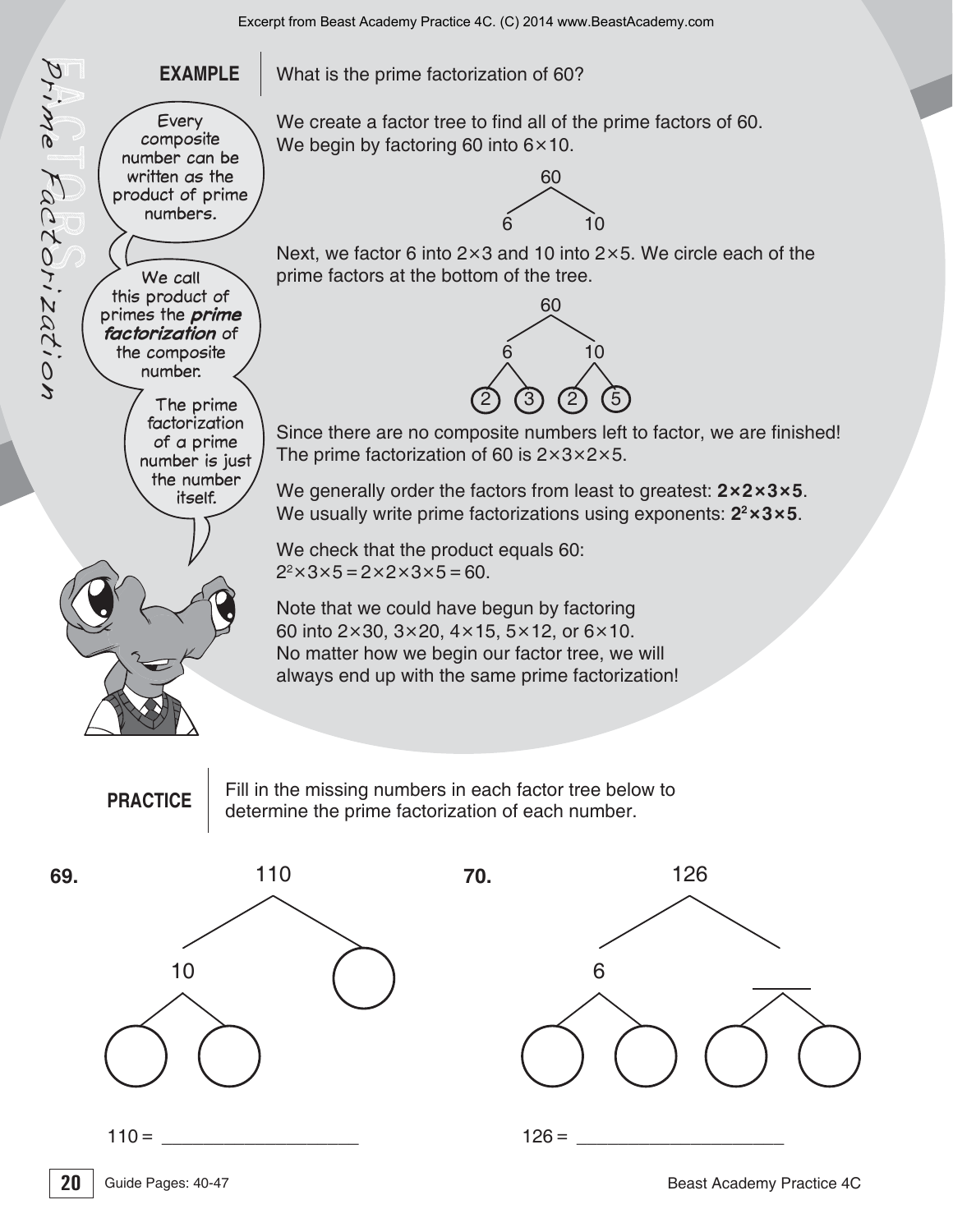Excerpt from Beast Academy Practice 4C. (C) 2014 www.BeastAcademy.com

# FACTORS — Prime Factorization

**EXAMPLE** What is the prime factorization of 60?

> Every composite number can be written as the product of prime numbers.
>
> We call this product of primes the ***prime factorization*** of the composite number.
>
> The prime factorization of a prime number is just the number itself.

We create a factor tree to find all of the prime factors of 60. We begin by factoring 60 into $6 \times 10$.

```
     60
    /  \
   6    10
```

Next, we factor 6 into $2 \times 3$ and 10 into $2 \times 5$. We circle each of the prime factors at the bottom of the tree.

```
        60
      /    \
     6      10
    / \    /  \
  (2) (3) (2) (5)
```

Since there are no composite numbers left to factor, we are finished! The prime factorization of 60 is $2 \times 3 \times 2 \times 5$.

We generally order the factors from least to greatest: $\mathbf{2 \times 2 \times 3 \times 5}$.
We usually write prime factorizations using exponents: $\mathbf{2^2 \times 3 \times 5}$.

We check that the product equals 60:
$2^2 \times 3 \times 5 = 2 \times 2 \times 3 \times 5 = 60$.

Note that we could have begun by factoring 60 into $2 \times 30$, $3 \times 20$, $4 \times 15$, $5 \times 12$, or $6 \times 10$. No matter how we begin our factor tree, we will always end up with the same prime factorization!

**PRACTICE** Fill in the missing numbers in each factor tree below to determine the prime factorization of each number.

**69.**

```
       110
      /   \
    10     ( )
   /  \
 ( )  ( )
```

110 = ____________________

**70.**

```
          126
        /     \
       6      ____
      / \     /  \
    ( ) ( ) ( )  ( )
```

126 = ____________________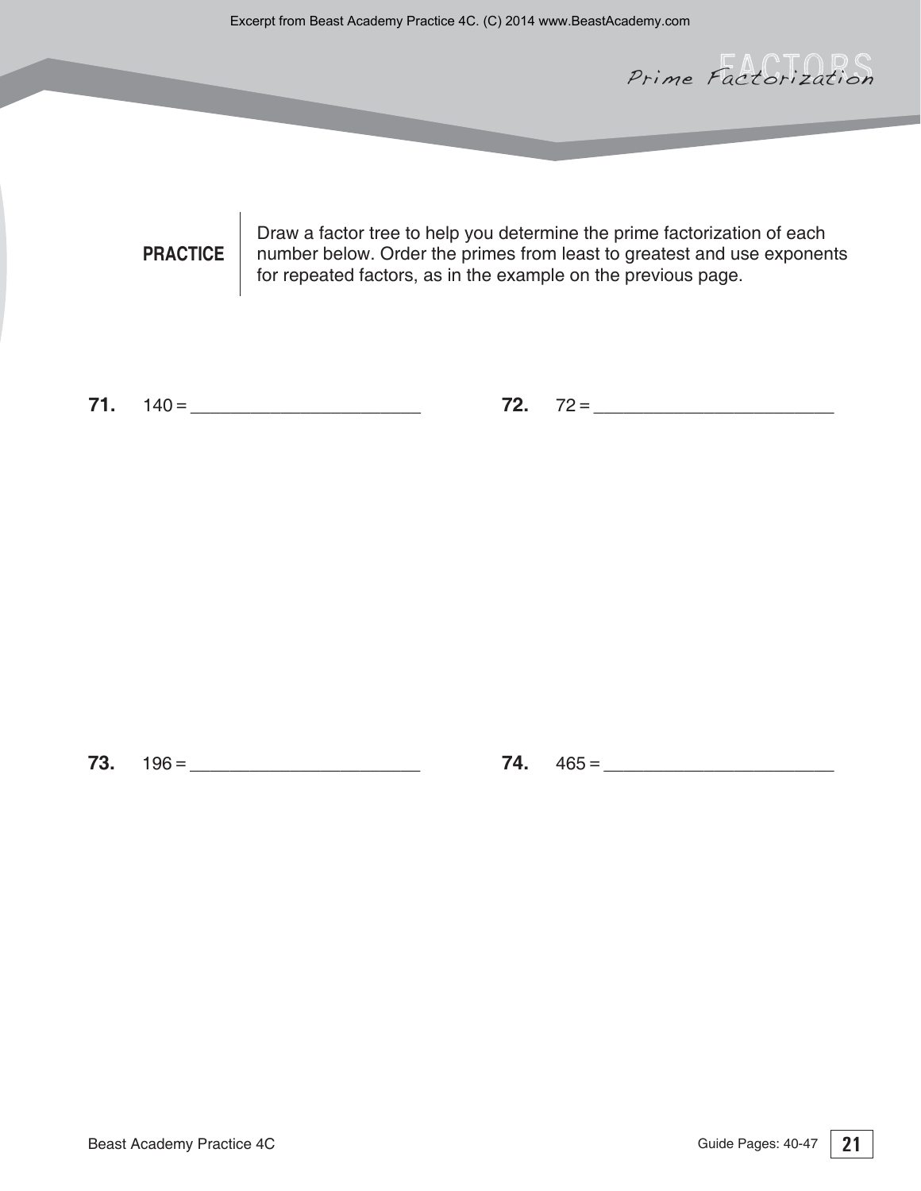# Prime Factorization

**PRACTICE** Draw a factor tree to help you determine the prime factorization of each number below. Order the primes from least to greatest and use exponents for repeated factors, as in the example on the previous page.

**71.** 140 = ________________________

**72.** 72 = ________________________

**73.** 196 = ________________________

**74.** 465 = ________________________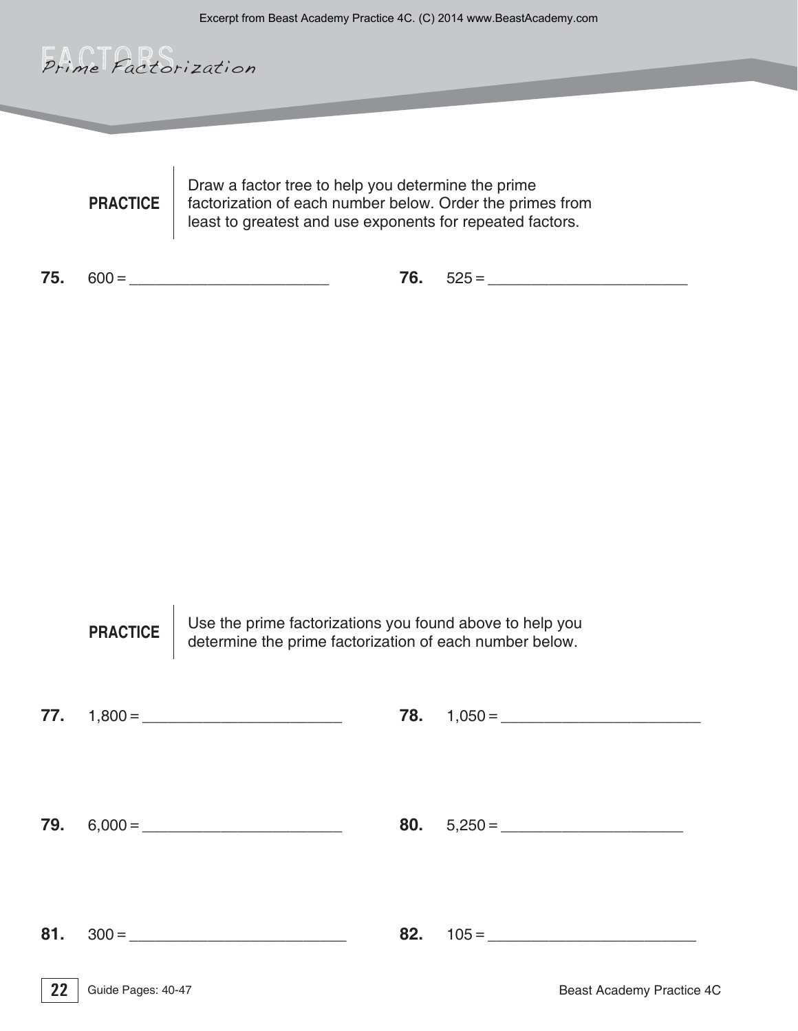# FACTORS
## Prime Factorization

**PRACTICE** Draw a factor tree to help you determine the prime factorization of each number below. Order the primes from least to greatest and use exponents for repeated factors.

**75.** 600 = ______________________

**76.** 525 = ______________________

**PRACTICE** Use the prime factorizations you found above to help you determine the prime factorization of each number below.

**77.** 1,800 = ______________________

**78.** 1,050 = ______________________

**79.** 6,000 = ______________________

**80.** 5,250 = ______________________

**81.** 300 = ______________________

**82.** 105 = ______________________

Guide Pages: 40-47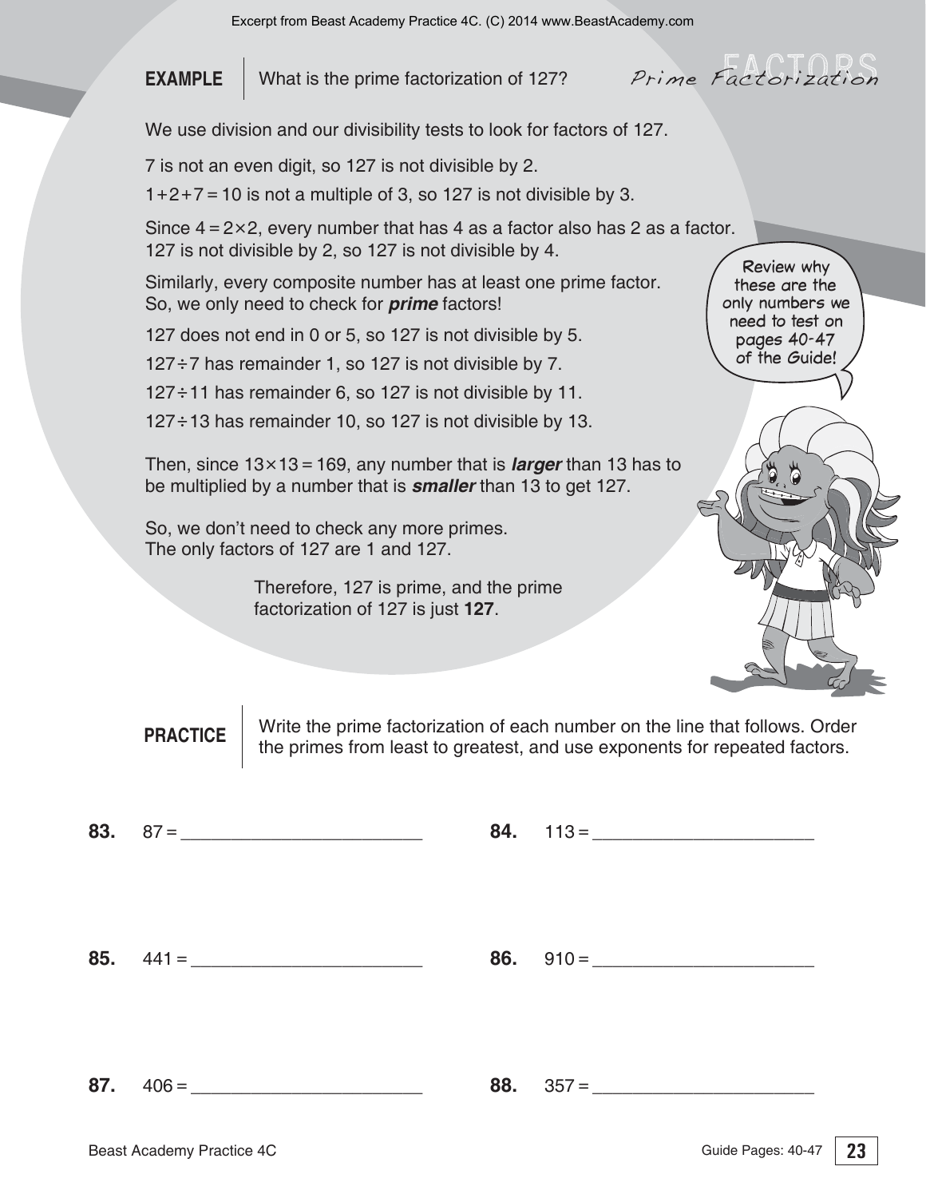Excerpt from Beast Academy Practice 4C. (C) 2014 www.BeastAcademy.com

# FACTORS

*Prime Factorization*

**EXAMPLE** What is the prime factorization of 127?

We use division and our divisibility tests to look for factors of 127.

7 is not an even digit, so 127 is not divisible by 2.

$1+2+7=10$ is not a multiple of 3, so 127 is not divisible by 3.

Since $4=2\times 2$, every number that has 4 as a factor also has 2 as a factor. 127 is not divisible by 2, so 127 is not divisible by 4.

Similarly, every composite number has at least one prime factor. So, we only need to check for ***prime*** factors!

127 does not end in 0 or 5, so 127 is not divisible by 5.

$127\div 7$ has remainder 1, so 127 is not divisible by 7.

$127\div 11$ has remainder 6, so 127 is not divisible by 11.

$127\div 13$ has remainder 10, so 127 is not divisible by 13.

Then, since $13\times 13=169$, any number that is ***larger*** than 13 has to be multiplied by a number that is ***smaller*** than 13 to get 127.

So, we don't need to check any more primes. The only factors of 127 are 1 and 127.

Therefore, 127 is prime, and the prime factorization of 127 is just **127**.

Review why these are the only numbers we need to test on pages 40-47 of the Guide!

**PRACTICE** Write the prime factorization of each number on the line that follows. Order the primes from least to greatest, and use exponents for repeated factors.

**83.** 87 = ______________________

**84.** 113 = ______________________

**85.** 441 = ______________________

**86.** 910 = ______________________

**87.** 406 = ______________________

**88.** 357 = ______________________